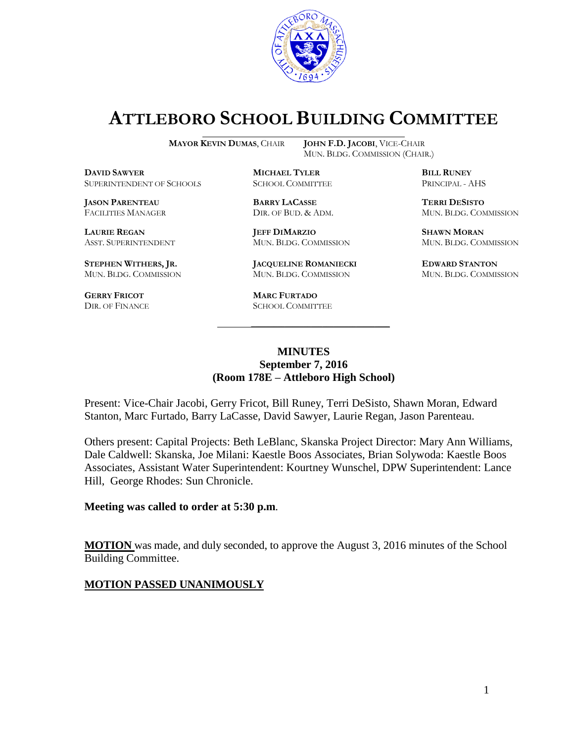# ATTLEBORO SCHOOL BUILDING COMMITTEE

**MAYOR KEVIN DUMAS**, CHAIR **JOHN F.D. JACOBI**, VICE-CHAIR
MUN. BLDG. COMMISSION (CHAIR.)

| | | |
|---|---|---|
| **DAVID SAWYER**<br>SUPERINTENDENT OF SCHOOLS | **MICHAEL TYLER**<br>SCHOOL COMMITTEE | **BILL RUNEY**<br>PRINCIPAL - AHS |
| **JASON PARENTEAU**<br>FACILITIES MANAGER | **BARRY LACASSE**<br>DIR. OF BUD. & ADM. | **TERRI DESISTO**<br>MUN. BLDG. COMMISSION |
| **LAURIE REGAN**<br>ASST. SUPERINTENDENT | **JEFF DIMARZIO**<br>MUN. BLDG. COMMISSION | **SHAWN MORAN**<br>MUN. BLDG. COMMISSION |
| **STEPHEN WITHERS, JR.**<br>MUN. BLDG. COMMISSION | **JACQUELINE ROMANIECKI**<br>MUN. BLDG. COMMISSION | **EDWARD STANTON**<br>MUN. BLDG. COMMISSION |
| **GERRY FRICOT**<br>DIR. OF FINANCE | **MARC FURTADO**<br>SCHOOL COMMITTEE | |

**MINUTES**
**September 7, 2016**
**(Room 178E – Attleboro High School)**

Present: Vice-Chair Jacobi, Gerry Fricot, Bill Runey, Terri DeSisto, Shawn Moran, Edward Stanton, Marc Furtado, Barry LaCasse, David Sawyer, Laurie Regan, Jason Parenteau.

Others present: Capital Projects: Beth LeBlanc, Skanska Project Director: Mary Ann Williams, Dale Caldwell: Skanska, Joe Milani: Kaestle Boos Associates, Brian Solywoda: Kaestle Boos Associates, Assistant Water Superintendent: Kourtney Wunschel, DPW Superintendent: Lance Hill, George Rhodes: Sun Chronicle.

**Meeting was called to order at 5:30 p.m.**

**MOTION** was made, and duly seconded, to approve the August 3, 2016 minutes of the School Building Committee.

**MOTION PASSED UNANIMOUSLY**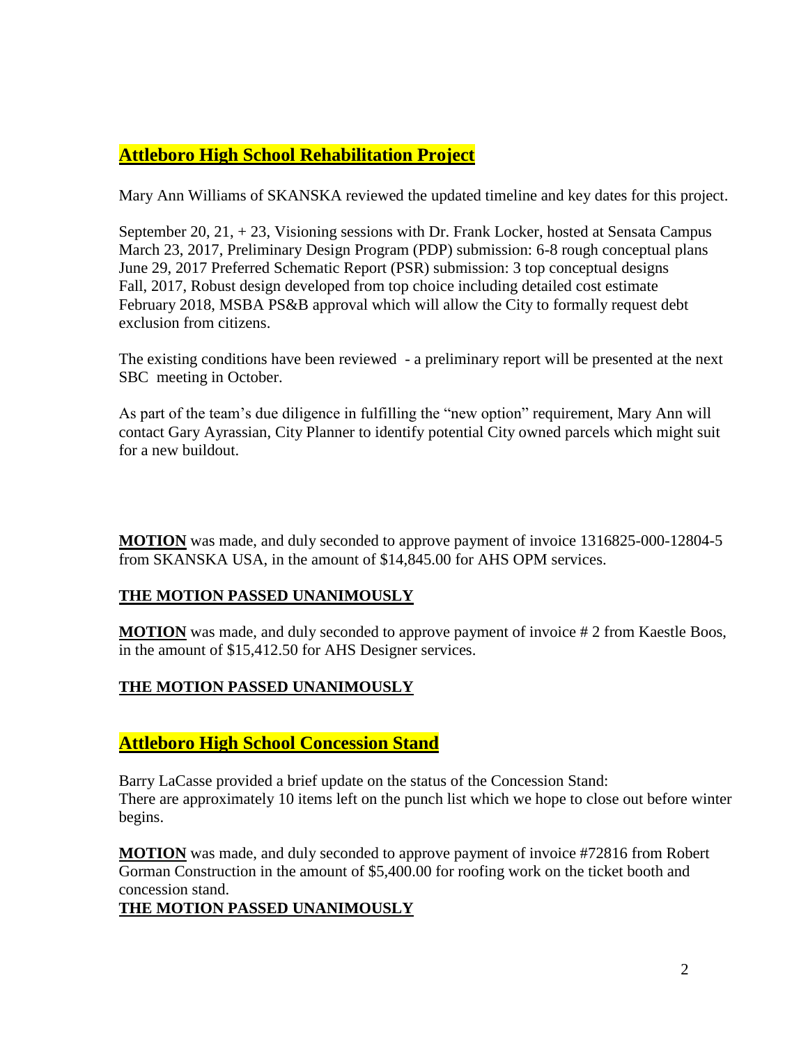## Attleboro High School Rehabilitation Project

Mary Ann Williams of SKANSKA reviewed the updated timeline and key dates for this project.

September 20, 21, + 23, Visioning sessions with Dr. Frank Locker, hosted at Sensata Campus
March 23, 2017, Preliminary Design Program (PDP) submission: 6-8 rough conceptual plans
June 29, 2017 Preferred Schematic Report (PSR) submission: 3 top conceptual designs
Fall, 2017, Robust design developed from top choice including detailed cost estimate
February 2018, MSBA PS&B approval which will allow the City to formally request debt exclusion from citizens.

The existing conditions have been reviewed - a preliminary report will be presented at the next SBC meeting in October.

As part of the team's due diligence in fulfilling the "new option" requirement, Mary Ann will contact Gary Ayrassian, City Planner to identify potential City owned parcels which might suit for a new buildout.

**MOTION** was made, and duly seconded to approve payment of invoice 1316825-000-12804-5 from SKANSKA USA, in the amount of $14,845.00 for AHS OPM services.

**THE MOTION PASSED UNANIMOUSLY**

**MOTION** was made, and duly seconded to approve payment of invoice # 2 from Kaestle Boos, in the amount of $15,412.50 for AHS Designer services.

**THE MOTION PASSED UNANIMOUSLY**

## Attleboro High School Concession Stand

Barry LaCasse provided a brief update on the status of the Concession Stand:
There are approximately 10 items left on the punch list which we hope to close out before winter begins.

**MOTION** was made, and duly seconded to approve payment of invoice #72816 from Robert Gorman Construction in the amount of $5,400.00 for roofing work on the ticket booth and concession stand.

**THE MOTION PASSED UNANIMOUSLY**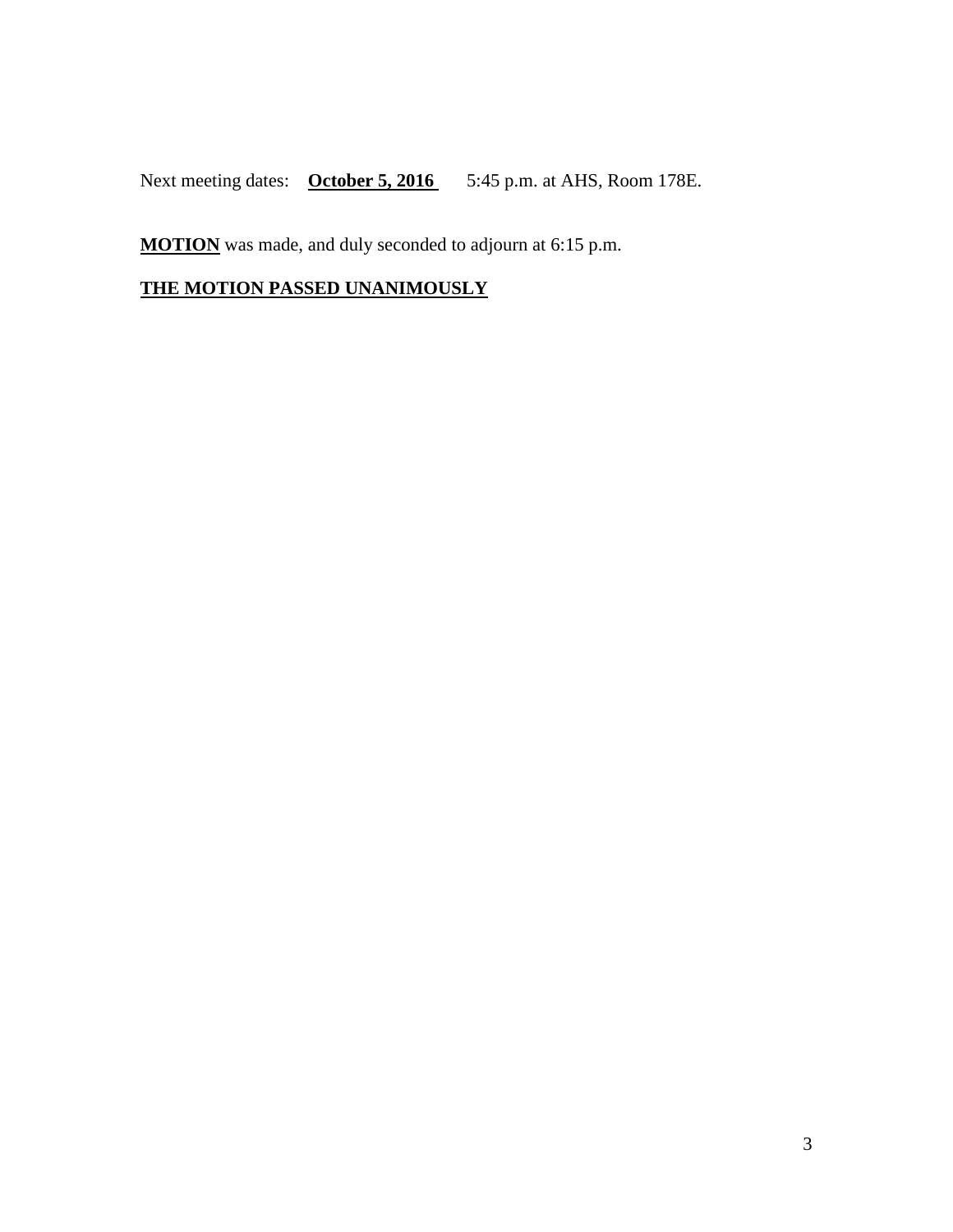Next meeting dates: **October 5, 2016** 5:45 p.m. at AHS, Room 178E.

**MOTION** was made, and duly seconded to adjourn at 6:15 p.m.

**THE MOTION PASSED UNANIMOUSLY**